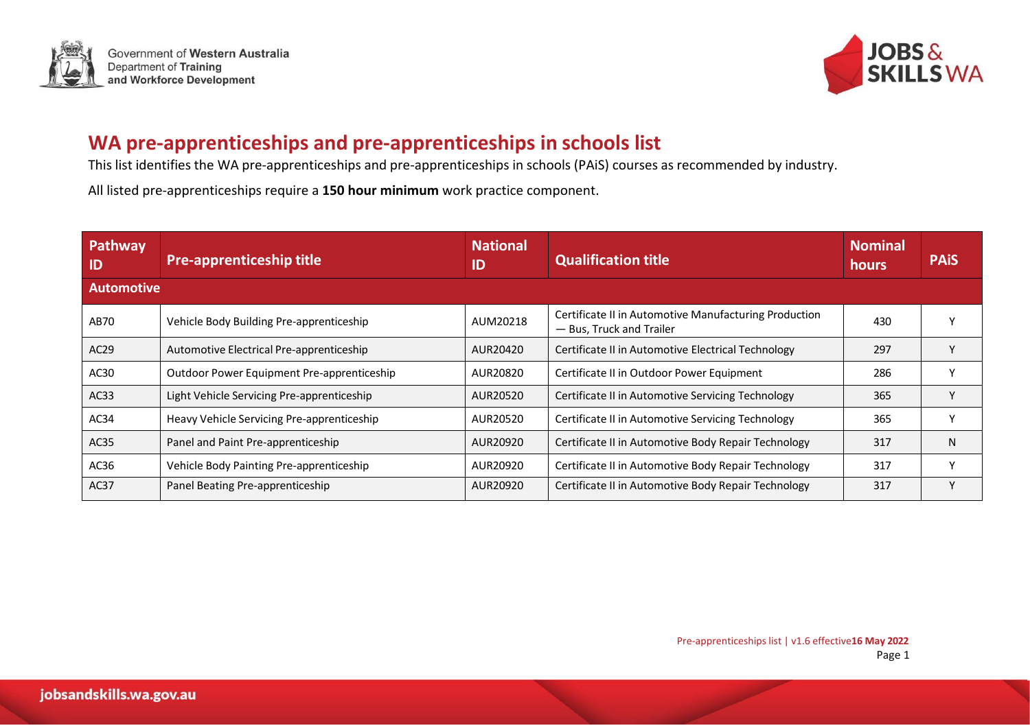Government of Western Australia
Department of Training
and Workforce Development

JOBS & SKILLS WA

# WA pre-apprenticeships and pre-apprenticeships in schools list

This list identifies the WA pre-apprenticeships and pre-apprenticeships in schools (PAiS) courses as recommended by industry.

All listed pre-apprenticeships require a **150 hour minimum** work practice component.

| Pathway ID | Pre-apprenticeship title | National ID | Qualification title | Nominal hours | PAiS |
|---|---|---|---|---|---|
| **Automotive** | | | | | |
| AB70 | Vehicle Body Building Pre-apprenticeship | AUM20218 | Certificate II in Automotive Manufacturing Production — Bus, Truck and Trailer | 430 | Y |
| AC29 | Automotive Electrical Pre-apprenticeship | AUR20420 | Certificate II in Automotive Electrical Technology | 297 | Y |
| AC30 | Outdoor Power Equipment Pre-apprenticeship | AUR20820 | Certificate II in Outdoor Power Equipment | 286 | Y |
| AC33 | Light Vehicle Servicing Pre-apprenticeship | AUR20520 | Certificate II in Automotive Servicing Technology | 365 | Y |
| AC34 | Heavy Vehicle Servicing Pre-apprenticeship | AUR20520 | Certificate II in Automotive Servicing Technology | 365 | Y |
| AC35 | Panel and Paint Pre-apprenticeship | AUR20920 | Certificate II in Automotive Body Repair Technology | 317 | N |
| AC36 | Vehicle Body Painting Pre-apprenticeship | AUR20920 | Certificate II in Automotive Body Repair Technology | 317 | Y |
| AC37 | Panel Beating Pre-apprenticeship | AUR20920 | Certificate II in Automotive Body Repair Technology | 317 | Y |

Pre-apprenticeships list | v1.6 effective **16 May 2022**

jobsandskills.wa.gov.au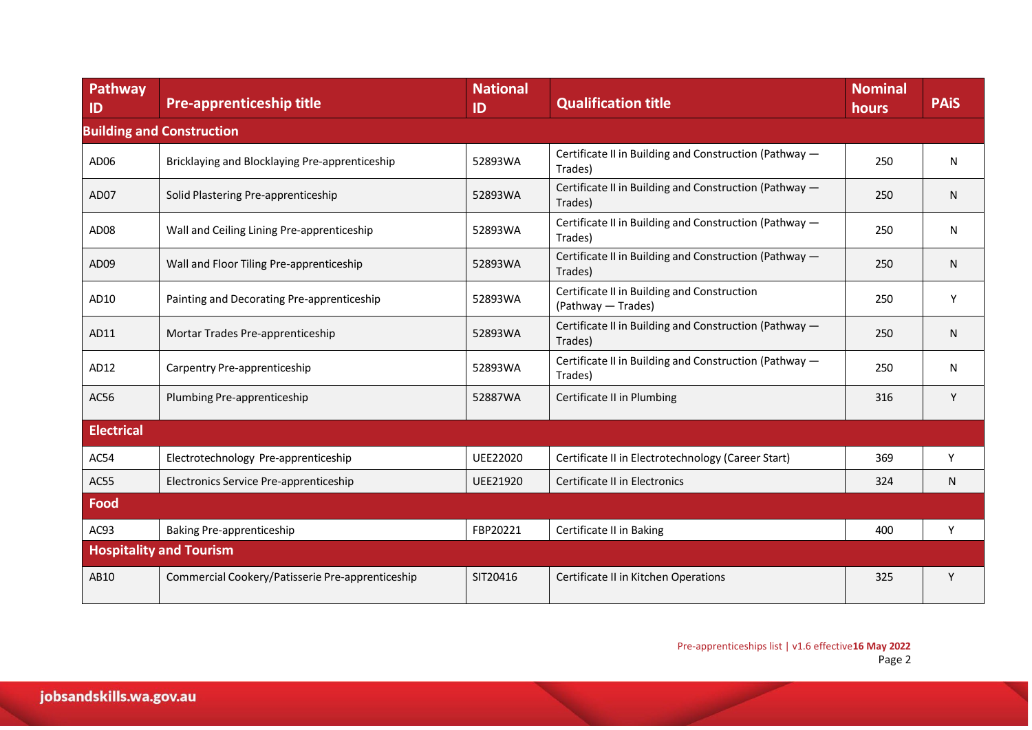| Pathway ID | Pre-apprenticeship title | National ID | Qualification title | Nominal hours | PAiS |
|---|---|---|---|---|---|
| **Building and Construction** | | | | | |
| AD06 | Bricklaying and Blocklaying Pre-apprenticeship | 52893WA | Certificate II in Building and Construction (Pathway — Trades) | 250 | N |
| AD07 | Solid Plastering Pre-apprenticeship | 52893WA | Certificate II in Building and Construction (Pathway — Trades) | 250 | N |
| AD08 | Wall and Ceiling Lining Pre-apprenticeship | 52893WA | Certificate II in Building and Construction (Pathway — Trades) | 250 | N |
| AD09 | Wall and Floor Tiling Pre-apprenticeship | 52893WA | Certificate II in Building and Construction (Pathway — Trades) | 250 | N |
| AD10 | Painting and Decorating Pre-apprenticeship | 52893WA | Certificate II in Building and Construction (Pathway — Trades) | 250 | Y |
| AD11 | Mortar Trades Pre-apprenticeship | 52893WA | Certificate II in Building and Construction (Pathway — Trades) | 250 | N |
| AD12 | Carpentry Pre-apprenticeship | 52893WA | Certificate II in Building and Construction (Pathway — Trades) | 250 | N |
| AC56 | Plumbing Pre-apprenticeship | 52887WA | Certificate II in Plumbing | 316 | Y |
| **Electrical** | | | | | |
| AC54 | Electrotechnology Pre-apprenticeship | UEE22020 | Certificate II in Electrotechnology (Career Start) | 369 | Y |
| AC55 | Electronics Service Pre-apprenticeship | UEE21920 | Certificate II in Electronics | 324 | N |
| **Food** | | | | | |
| AC93 | Baking Pre-apprenticeship | FBP20221 | Certificate II in Baking | 400 | Y |
| **Hospitality and Tourism** | | | | | |
| AB10 | Commercial Cookery/Patisserie Pre-apprenticeship | SIT20416 | Certificate II in Kitchen Operations | 325 | Y |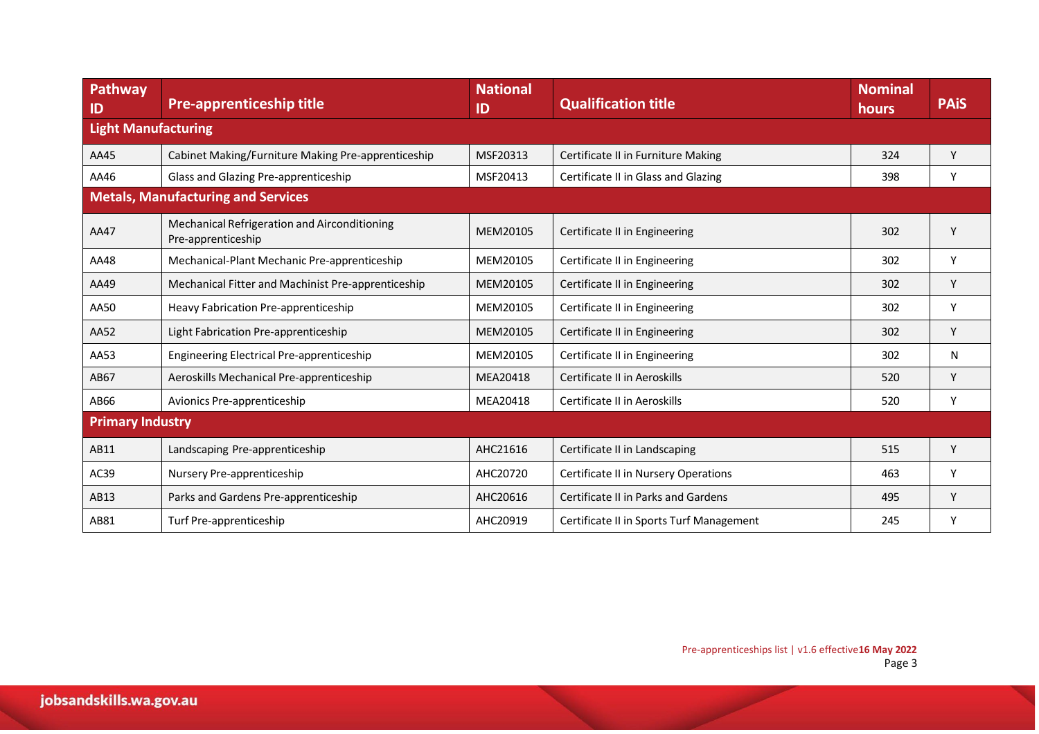| Pathway ID | Pre-apprenticeship title | National ID | Qualification title | Nominal hours | PAiS |
|---|---|---|---|---|---|
| **Light Manufacturing** | | | | | |
| AA45 | Cabinet Making/Furniture Making Pre-apprenticeship | MSF20313 | Certificate II in Furniture Making | 324 | Y |
| AA46 | Glass and Glazing Pre-apprenticeship | MSF20413 | Certificate II in Glass and Glazing | 398 | Y |
| **Metals, Manufacturing and Services** | | | | | |
| AA47 | Mechanical Refrigeration and Airconditioning Pre-apprenticeship | MEM20105 | Certificate II in Engineering | 302 | Y |
| AA48 | Mechanical-Plant Mechanic Pre-apprenticeship | MEM20105 | Certificate II in Engineering | 302 | Y |
| AA49 | Mechanical Fitter and Machinist Pre-apprenticeship | MEM20105 | Certificate II in Engineering | 302 | Y |
| AA50 | Heavy Fabrication Pre-apprenticeship | MEM20105 | Certificate II in Engineering | 302 | Y |
| AA52 | Light Fabrication Pre-apprenticeship | MEM20105 | Certificate II in Engineering | 302 | Y |
| AA53 | Engineering Electrical Pre-apprenticeship | MEM20105 | Certificate II in Engineering | 302 | N |
| AB67 | Aeroskills Mechanical Pre-apprenticeship | MEA20418 | Certificate II in Aeroskills | 520 | Y |
| AB66 | Avionics Pre-apprenticeship | MEA20418 | Certificate II in Aeroskills | 520 | Y |
| **Primary Industry** | | | | | |
| AB11 | Landscaping Pre-apprenticeship | AHC21616 | Certificate II in Landscaping | 515 | Y |
| AC39 | Nursery Pre-apprenticeship | AHC20720 | Certificate II in Nursery Operations | 463 | Y |
| AB13 | Parks and Gardens Pre-apprenticeship | AHC20616 | Certificate II in Parks and Gardens | 495 | Y |
| AB81 | Turf Pre-apprenticeship | AHC20919 | Certificate II in Sports Turf Management | 245 | Y |